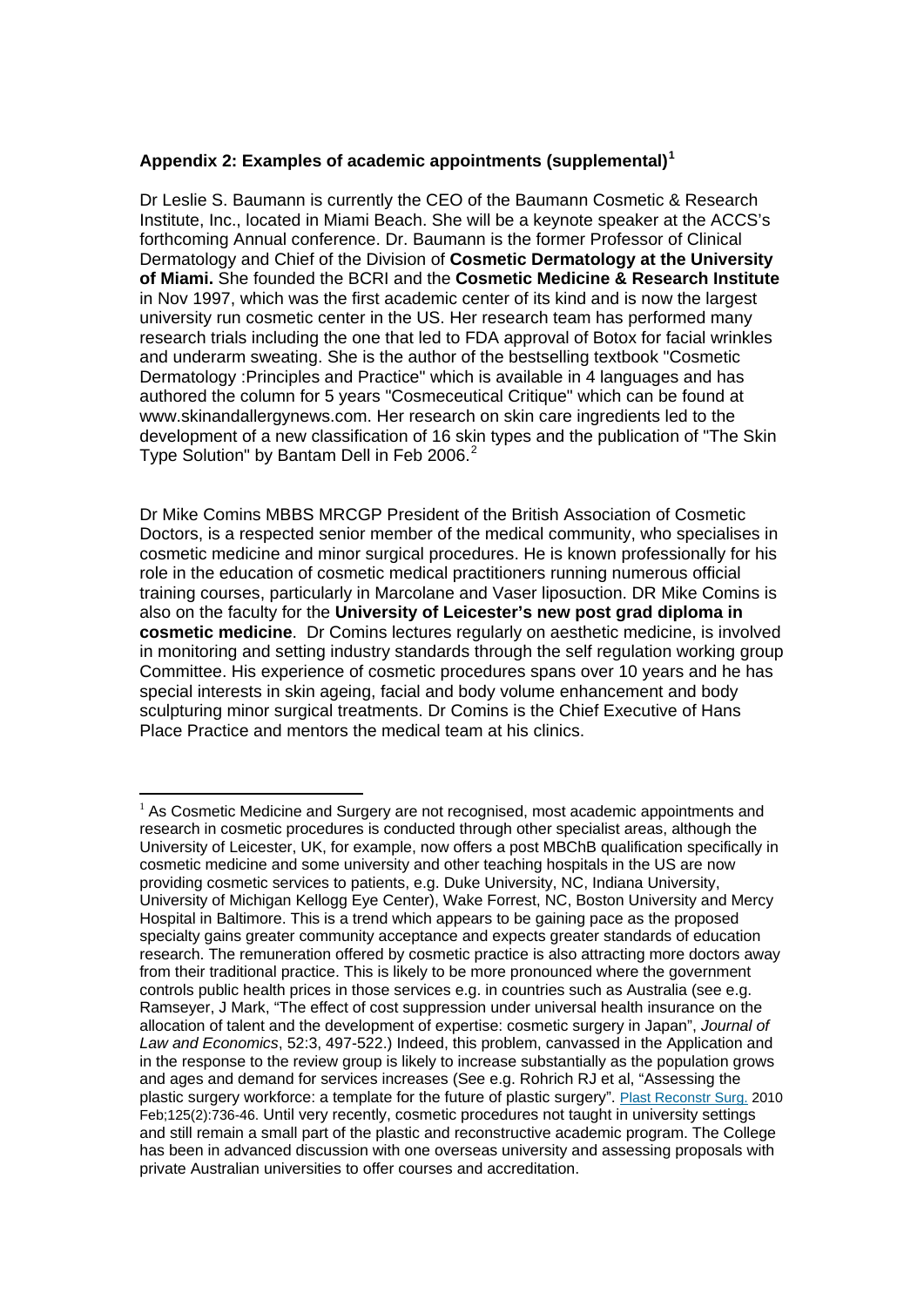**Appendix 2: Examples of academic appointments (supplemental)**[1]

Dr Leslie S. Baumann is currently the CEO of the Baumann Cosmetic & Research Institute, Inc., located in Miami Beach. She will be a keynote speaker at the ACCS's forthcoming Annual conference. Dr. Baumann is the former Professor of Clinical Dermatology and Chief of the Division of **Cosmetic Dermatology at the University of Miami.** She founded the BCRI and the **Cosmetic Medicine & Research Institute** in Nov 1997, which was the first academic center of its kind and is now the largest university run cosmetic center in the US. Her research team has performed many research trials including the one that led to FDA approval of Botox for facial wrinkles and underarm sweating. She is the author of the bestselling textbook "Cosmetic Dermatology :Principles and Practice" which is available in 4 languages and has authored the column for 5 years "Cosmeceutical Critique" which can be found at www.skinandallergynews.com. Her research on skin care ingredients led to the development of a new classification of 16 skin types and the publication of "The Skin Type Solution" by Bantam Dell in Feb 2006.[2]

Dr Mike Comins MBBS MRCGP President of the British Association of Cosmetic Doctors, is a respected senior member of the medical community, who specialises in cosmetic medicine and minor surgical procedures. He is known professionally for his role in the education of cosmetic medical practitioners running numerous official training courses, particularly in Marcolane and Vaser liposuction. DR Mike Comins is also on the faculty for the **University of Leicester's new post grad diploma in cosmetic medicine**. Dr Comins lectures regularly on aesthetic medicine, is involved in monitoring and setting industry standards through the self regulation working group Committee. His experience of cosmetic procedures spans over 10 years and he has special interests in skin ageing, facial and body volume enhancement and body sculpturing minor surgical treatments. Dr Comins is the Chief Executive of Hans Place Practice and mentors the medical team at his clinics.

---

[1] As Cosmetic Medicine and Surgery are not recognised, most academic appointments and research in cosmetic procedures is conducted through other specialist areas, although the University of Leicester, UK, for example, now offers a post MBChB qualification specifically in cosmetic medicine and some university and other teaching hospitals in the US are now providing cosmetic services to patients, e.g. Duke University, NC, Indiana University, University of Michigan Kellogg Eye Center), Wake Forrest, NC, Boston University and Mercy Hospital in Baltimore. This is a trend which appears to be gaining pace as the proposed specialty gains greater community acceptance and expects greater standards of education research. The remuneration offered by cosmetic practice is also attracting more doctors away from their traditional practice. This is likely to be more pronounced where the government controls public health prices in those services e.g. in countries such as Australia (see e.g. Ramseyer, J Mark, "The effect of cost suppression under universal health insurance on the allocation of talent and the development of expertise: cosmetic surgery in Japan", *Journal of Law and Economics*, 52:3, 497-522.) Indeed, this problem, canvassed in the Application and in the response to the review group is likely to increase substantially as the population grows and ages and demand for services increases (See e.g. Rohrich RJ et al, "Assessing the plastic surgery workforce: a template for the future of plastic surgery". Plast Reconstr Surg. 2010 Feb;125(2):736-46. Until very recently, cosmetic procedures not taught in university settings and still remain a small part of the plastic and reconstructive academic program. The College has been in advanced discussion with one overseas university and assessing proposals with private Australian universities to offer courses and accreditation.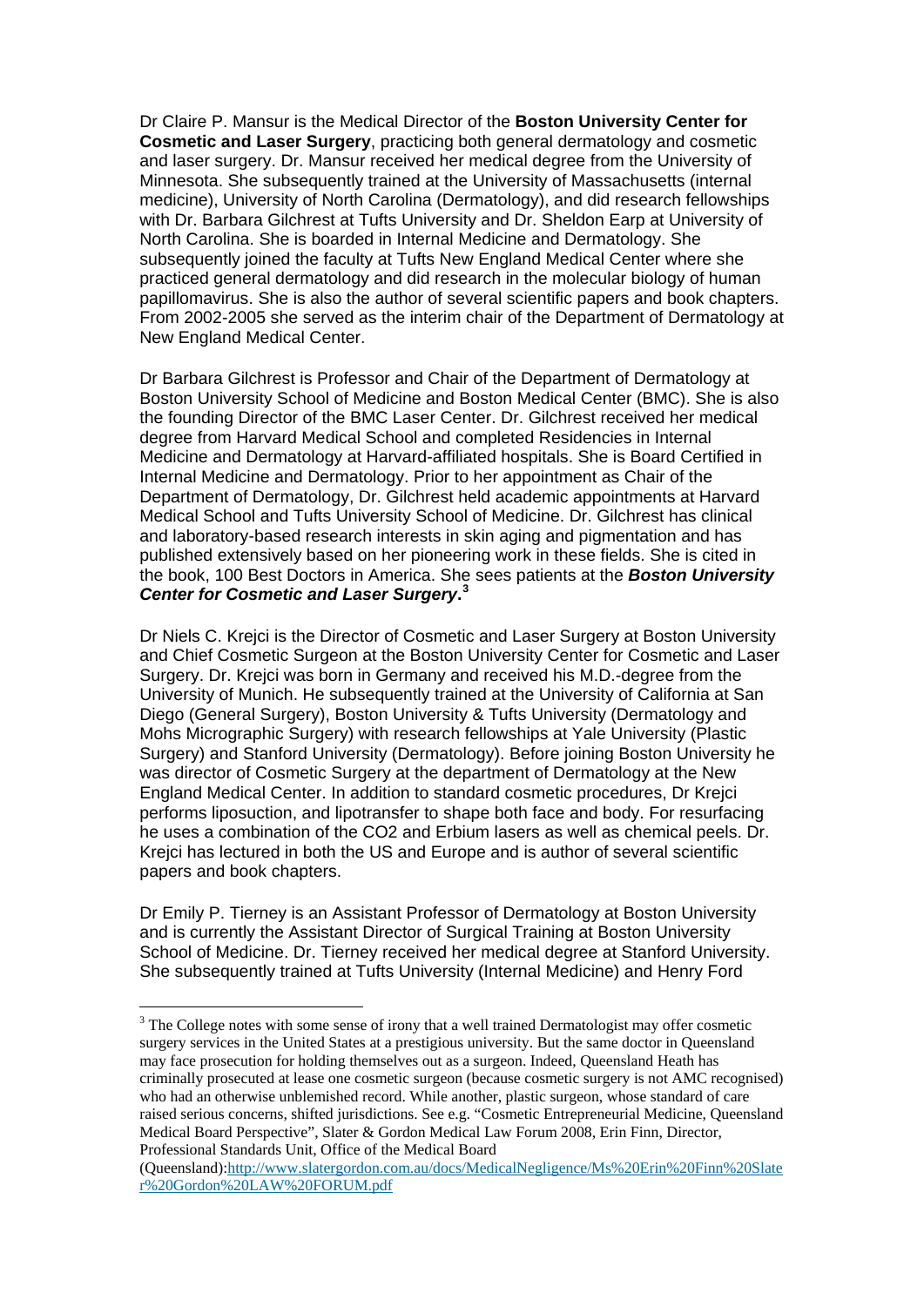Dr Claire P. Mansur is the Medical Director of the **Boston University Center for Cosmetic and Laser Surgery**, practicing both general dermatology and cosmetic and laser surgery. Dr. Mansur received her medical degree from the University of Minnesota. She subsequently trained at the University of Massachusetts (internal medicine), University of North Carolina (Dermatology), and did research fellowships with Dr. Barbara Gilchrest at Tufts University and Dr. Sheldon Earp at University of North Carolina. She is boarded in Internal Medicine and Dermatology. She subsequently joined the faculty at Tufts New England Medical Center where she practiced general dermatology and did research in the molecular biology of human papillomavirus. She is also the author of several scientific papers and book chapters. From 2002-2005 she served as the interim chair of the Department of Dermatology at New England Medical Center.

Dr Barbara Gilchrest is Professor and Chair of the Department of Dermatology at Boston University School of Medicine and Boston Medical Center (BMC). She is also the founding Director of the BMC Laser Center. Dr. Gilchrest received her medical degree from Harvard Medical School and completed Residencies in Internal Medicine and Dermatology at Harvard-affiliated hospitals. She is Board Certified in Internal Medicine and Dermatology. Prior to her appointment as Chair of the Department of Dermatology, Dr. Gilchrest held academic appointments at Harvard Medical School and Tufts University School of Medicine. Dr. Gilchrest has clinical and laboratory-based research interests in skin aging and pigmentation and has published extensively based on her pioneering work in these fields. She is cited in the book, 100 Best Doctors in America. She sees patients at the ***Boston University Center for Cosmetic and Laser Surgery*.**[3]

Dr Niels C. Krejci is the Director of Cosmetic and Laser Surgery at Boston University and Chief Cosmetic Surgeon at the Boston University Center for Cosmetic and Laser Surgery. Dr. Krejci was born in Germany and received his M.D.-degree from the University of Munich. He subsequently trained at the University of California at San Diego (General Surgery), Boston University & Tufts University (Dermatology and Mohs Micrographic Surgery) with research fellowships at Yale University (Plastic Surgery) and Stanford University (Dermatology). Before joining Boston University he was director of Cosmetic Surgery at the department of Dermatology at the New England Medical Center. In addition to standard cosmetic procedures, Dr Krejci performs liposuction, and lipotransfer to shape both face and body. For resurfacing he uses a combination of the CO2 and Erbium lasers as well as chemical peels. Dr. Krejci has lectured in both the US and Europe and is author of several scientific papers and book chapters.

Dr Emily P. Tierney is an Assistant Professor of Dermatology at Boston University and is currently the Assistant Director of Surgical Training at Boston University School of Medicine. Dr. Tierney received her medical degree at Stanford University. She subsequently trained at Tufts University (Internal Medicine) and Henry Ford

---

[3] The College notes with some sense of irony that a well trained Dermatologist may offer cosmetic surgery services in the United States at a prestigious university. But the same doctor in Queensland may face prosecution for holding themselves out as a surgeon. Indeed, Queensland Heath has criminally prosecuted at lease one cosmetic surgeon (because cosmetic surgery is not AMC recognised) who had an otherwise unblemished record. While another, plastic surgeon, whose standard of care raised serious concerns, shifted jurisdictions. See e.g. "Cosmetic Entrepreneurial Medicine, Queensland Medical Board Perspective", Slater & Gordon Medical Law Forum 2008, Erin Finn, Director, Professional Standards Unit, Office of the Medical Board (Queensland):http://www.slatergordon.com.au/docs/MedicalNegligence/Ms%20Erin%20Finn%20Slater%20Gordon%20LAW%20FORUM.pdf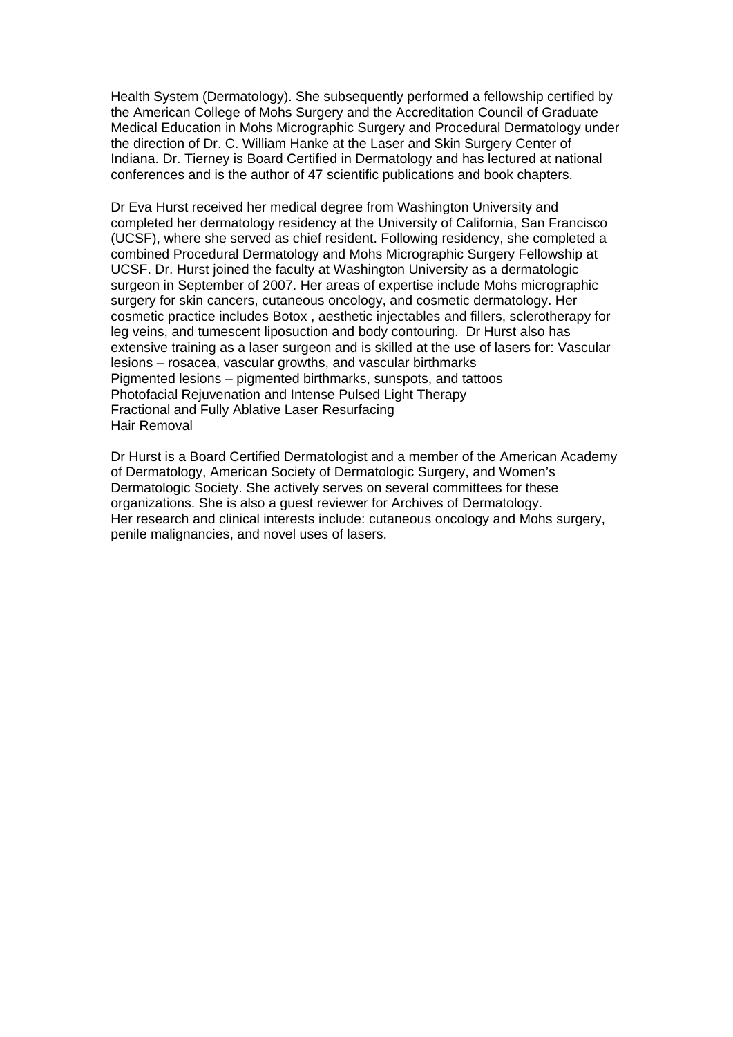Health System (Dermatology). She subsequently performed a fellowship certified by the American College of Mohs Surgery and the Accreditation Council of Graduate Medical Education in Mohs Micrographic Surgery and Procedural Dermatology under the direction of Dr. C. William Hanke at the Laser and Skin Surgery Center of Indiana. Dr. Tierney is Board Certified in Dermatology and has lectured at national conferences and is the author of 47 scientific publications and book chapters.

Dr Eva Hurst received her medical degree from Washington University and completed her dermatology residency at the University of California, San Francisco (UCSF), where she served as chief resident. Following residency, she completed a combined Procedural Dermatology and Mohs Micrographic Surgery Fellowship at UCSF. Dr. Hurst joined the faculty at Washington University as a dermatologic surgeon in September of 2007. Her areas of expertise include Mohs micrographic surgery for skin cancers, cutaneous oncology, and cosmetic dermatology. Her cosmetic practice includes Botox , aesthetic injectables and fillers, sclerotherapy for leg veins, and tumescent liposuction and body contouring. Dr Hurst also has extensive training as a laser surgeon and is skilled at the use of lasers for: Vascular lesions – rosacea, vascular growths, and vascular birthmarks
Pigmented lesions – pigmented birthmarks, sunspots, and tattoos
Photofacial Rejuvenation and Intense Pulsed Light Therapy
Fractional and Fully Ablative Laser Resurfacing
Hair Removal

Dr Hurst is a Board Certified Dermatologist and a member of the American Academy of Dermatology, American Society of Dermatologic Surgery, and Women's Dermatologic Society. She actively serves on several committees for these organizations. She is also a guest reviewer for Archives of Dermatology.
Her research and clinical interests include: cutaneous oncology and Mohs surgery, penile malignancies, and novel uses of lasers.